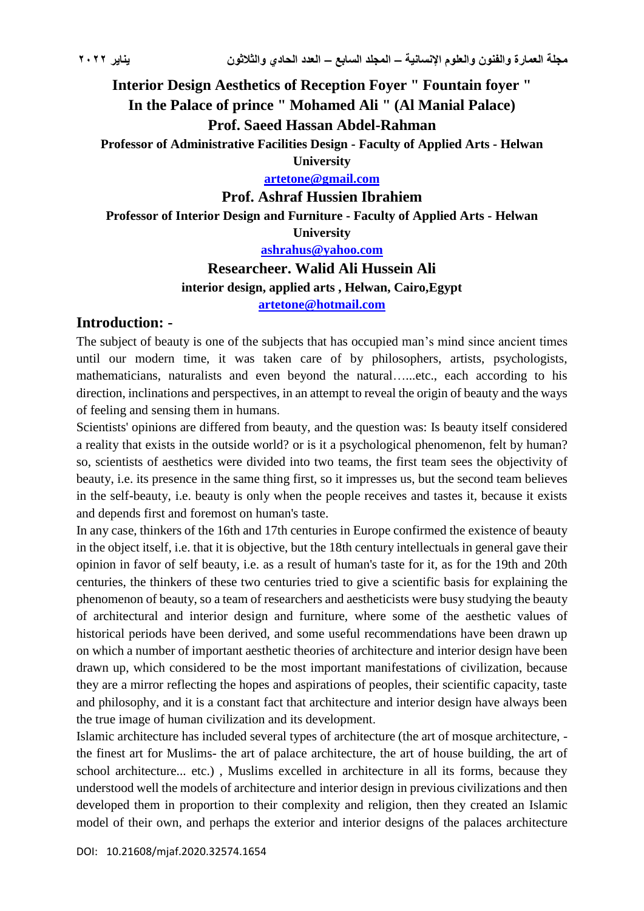# Interior Design Aesthetics of Reception Foyer " Fountain foyer " In the Palace of prince " Mohamed Ali " (Al Manial Palace)

**Prof. Saeed Hassan Abdel-Rahman**

**Professor of Administrative Facilities Design - Faculty of Applied Arts - Helwan University**

artetone@gmail.com

**Prof. Ashraf Hussien Ibrahiem**

**Professor of Interior Design and Furniture - Faculty of Applied Arts - Helwan University**

ashrahus@yahoo.com

**Researcheer. Walid Ali Hussein Ali**

**interior design, applied arts , Helwan, Cairo,Egypt**

artetone@hotmail.com

## Introduction: -

The subject of beauty is one of the subjects that has occupied man's mind since ancient times until our modern time, it was taken care of by philosophers, artists, psychologists, mathematicians, naturalists and even beyond the natural…...etc., each according to his direction, inclinations and perspectives, in an attempt to reveal the origin of beauty and the ways of feeling and sensing them in humans.

Scientists' opinions are differed from beauty, and the question was: Is beauty itself considered a reality that exists in the outside world? or is it a psychological phenomenon, felt by human? so, scientists of aesthetics were divided into two teams, the first team sees the objectivity of beauty, i.e. its presence in the same thing first, so it impresses us, but the second team believes in the self-beauty, i.e. beauty is only when the people receives and tastes it, because it exists and depends first and foremost on human's taste.

In any case, thinkers of the 16th and 17th centuries in Europe confirmed the existence of beauty in the object itself, i.e. that it is objective, but the 18th century intellectuals in general gave their opinion in favor of self beauty, i.e. as a result of human's taste for it, as for the 19th and 20th centuries, the thinkers of these two centuries tried to give a scientific basis for explaining the phenomenon of beauty, so a team of researchers and aestheticists were busy studying the beauty of architectural and interior design and furniture, where some of the aesthetic values of historical periods have been derived, and some useful recommendations have been drawn up on which a number of important aesthetic theories of architecture and interior design have been drawn up, which considered to be the most important manifestations of civilization, because they are a mirror reflecting the hopes and aspirations of peoples, their scientific capacity, taste and philosophy, and it is a constant fact that architecture and interior design have always been the true image of human civilization and its development.

Islamic architecture has included several types of architecture (the art of mosque architecture, - the finest art for Muslims- the art of palace architecture, the art of house building, the art of school architecture... etc.) , Muslims excelled in architecture in all its forms, because they understood well the models of architecture and interior design in previous civilizations and then developed them in proportion to their complexity and religion, then they created an Islamic model of their own, and perhaps the exterior and interior designs of the palaces architecture

DOI: 10.21608/mjaf.2020.32574.1654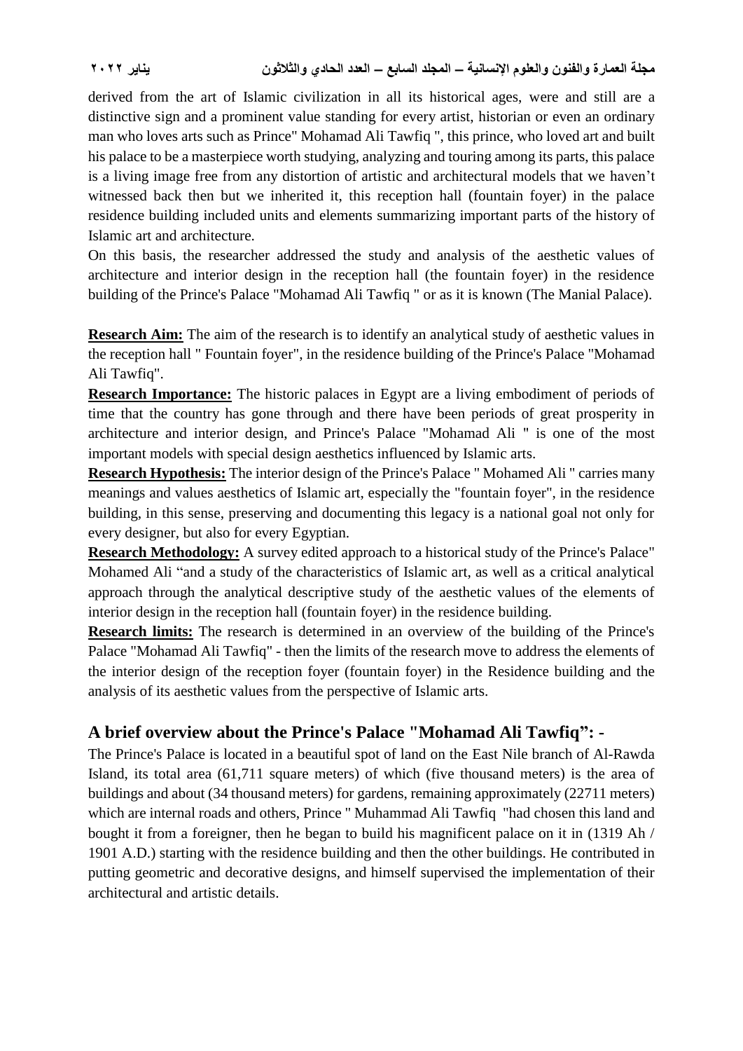derived from the art of Islamic civilization in all its historical ages, were and still are a distinctive sign and a prominent value standing for every artist, historian or even an ordinary man who loves arts such as Prince" Mohamad Ali Tawfiq ", this prince, who loved art and built his palace to be a masterpiece worth studying, analyzing and touring among its parts, this palace is a living image free from any distortion of artistic and architectural models that we haven't witnessed back then but we inherited it, this reception hall (fountain foyer) in the palace residence building included units and elements summarizing important parts of the history of Islamic art and architecture.

On this basis, the researcher addressed the study and analysis of the aesthetic values of architecture and interior design in the reception hall (the fountain foyer) in the residence building of the Prince's Palace "Mohamad Ali Tawfiq " or as it is known (The Manial Palace).

**Research Aim:** The aim of the research is to identify an analytical study of aesthetic values in the reception hall " Fountain foyer", in the residence building of the Prince's Palace "Mohamad Ali Tawfiq".

**Research Importance:** The historic palaces in Egypt are a living embodiment of periods of time that the country has gone through and there have been periods of great prosperity in architecture and interior design, and Prince's Palace "Mohamad Ali " is one of the most important models with special design aesthetics influenced by Islamic arts.

**Research Hypothesis:** The interior design of the Prince's Palace " Mohamed Ali " carries many meanings and values aesthetics of Islamic art, especially the "fountain foyer", in the residence building, in this sense, preserving and documenting this legacy is a national goal not only for every designer, but also for every Egyptian.

**Research Methodology:** A survey edited approach to a historical study of the Prince's Palace" Mohamed Ali "and a study of the characteristics of Islamic art, as well as a critical analytical approach through the analytical descriptive study of the aesthetic values of the elements of interior design in the reception hall (fountain foyer) in the residence building.

**Research limits:** The research is determined in an overview of the building of the Prince's Palace "Mohamad Ali Tawfiq" - then the limits of the research move to address the elements of the interior design of the reception foyer (fountain foyer) in the Residence building and the analysis of its aesthetic values from the perspective of Islamic arts.

## A brief overview about the Prince's Palace "Mohamad Ali Tawfiq": -

The Prince's Palace is located in a beautiful spot of land on the East Nile branch of Al-Rawda Island, its total area (61,711 square meters) of which (five thousand meters) is the area of buildings and about (34 thousand meters) for gardens, remaining approximately (22711 meters) which are internal roads and others, Prince " Muhammad Ali Tawfiq "had chosen this land and bought it from a foreigner, then he began to build his magnificent palace on it in (1319 Ah / 1901 A.D.) starting with the residence building and then the other buildings. He contributed in putting geometric and decorative designs, and himself supervised the implementation of their architectural and artistic details.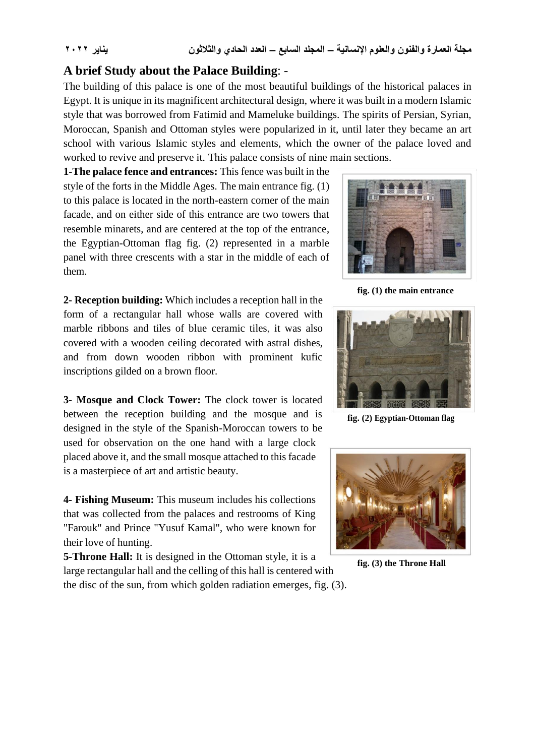## A brief Study about the Palace Building: -

The building of this palace is one of the most beautiful buildings of the historical palaces in Egypt. It is unique in its magnificent architectural design, where it was built in a modern Islamic style that was borrowed from Fatimid and Mameluke buildings. The spirits of Persian, Syrian, Moroccan, Spanish and Ottoman styles were popularized in it, until later they became an art school with various Islamic styles and elements, which the owner of the palace loved and worked to revive and preserve it. This palace consists of nine main sections.

**1-The palace fence and entrances:** This fence was built in the style of the forts in the Middle Ages. The main entrance fig. (1) to this palace is located in the north-eastern corner of the main facade, and on either side of this entrance are two towers that resemble minarets, and are centered at the top of the entrance, the Egyptian-Ottoman flag fig. (2) represented in a marble panel with three crescents with a star in the middle of each of them.

**fig. (1) the main entrance**

**2- Reception building:** Which includes a reception hall in the form of a rectangular hall whose walls are covered with marble ribbons and tiles of blue ceramic tiles, it was also covered with a wooden ceiling decorated with astral dishes, and from down wooden ribbon with prominent kufic inscriptions gilded on a brown floor.

**fig. (2) Egyptian-Ottoman flag**

**3- Mosque and Clock Tower:** The clock tower is located between the reception building and the mosque and is designed in the style of the Spanish-Moroccan towers to be used for observation on the one hand with a large clock placed above it, and the small mosque attached to this facade is a masterpiece of art and artistic beauty.

**4- Fishing Museum:** This museum includes his collections that was collected from the palaces and restrooms of King "Farouk" and Prince "Yusuf Kamal", who were known for their love of hunting.

**5-Throne Hall:** It is designed in the Ottoman style, it is a large rectangular hall and the celling of this hall is centered with the disc of the sun, from which golden radiation emerges, fig. (3).

**fig. (3) the Throne Hall**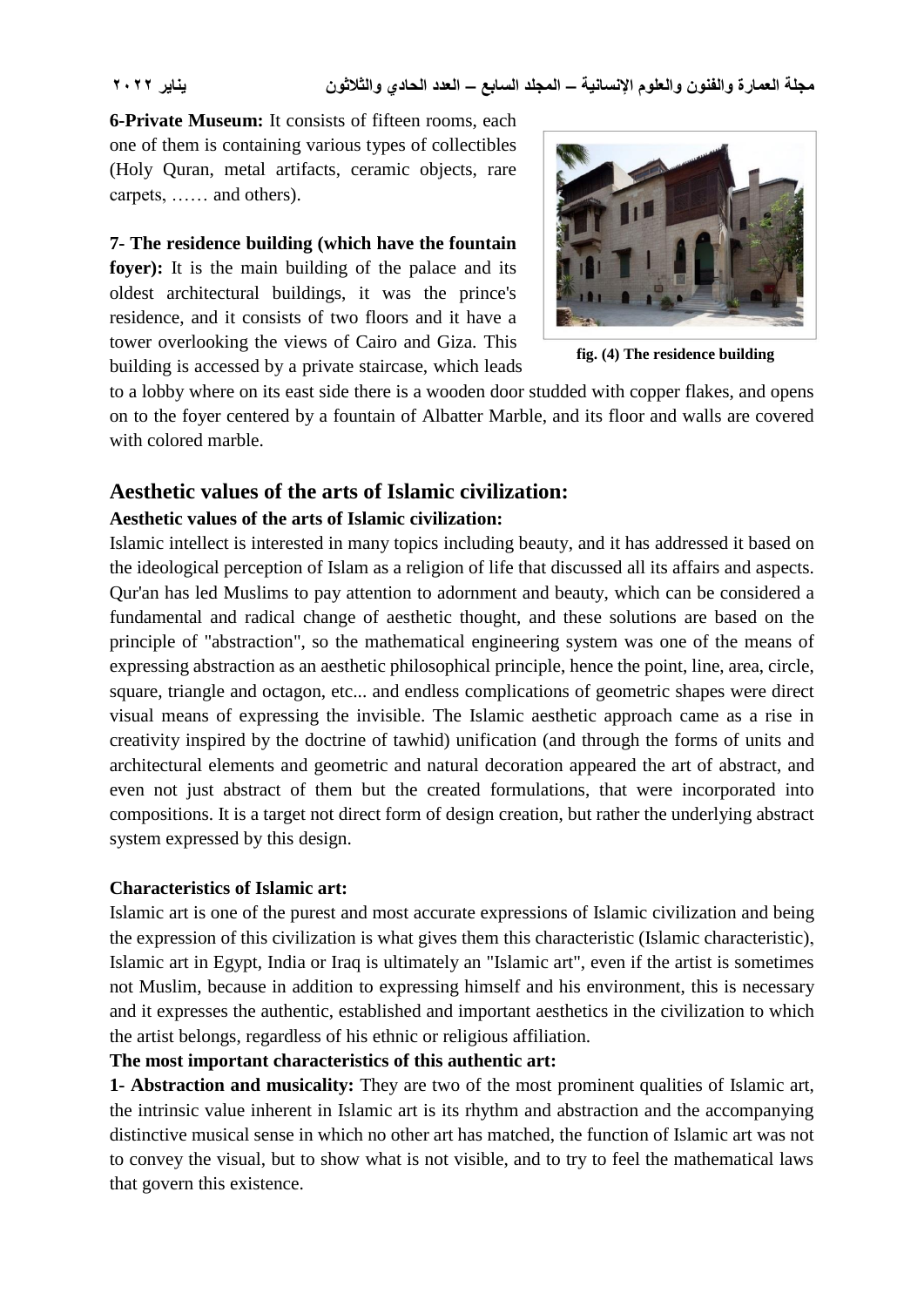**6-Private Museum:** It consists of fifteen rooms, each one of them is containing various types of collectibles (Holy Quran, metal artifacts, ceramic objects, rare carpets, …… and others).

**7- The residence building (which have the fountain foyer):** It is the main building of the palace and its oldest architectural buildings, it was the prince's residence, and it consists of two floors and it have a tower overlooking the views of Cairo and Giza. This building is accessed by a private staircase, which leads to a lobby where on its east side there is a wooden door studded with copper flakes, and opens on to the foyer centered by a fountain of Albatter Marble, and its floor and walls are covered with colored marble.

**fig. (4) The residence building**

## Aesthetic values of the arts of Islamic civilization:

### Aesthetic values of the arts of Islamic civilization:

Islamic intellect is interested in many topics including beauty, and it has addressed it based on the ideological perception of Islam as a religion of life that discussed all its affairs and aspects. Qur'an has led Muslims to pay attention to adornment and beauty, which can be considered a fundamental and radical change of aesthetic thought, and these solutions are based on the principle of "abstraction", so the mathematical engineering system was one of the means of expressing abstraction as an aesthetic philosophical principle, hence the point, line, area, circle, square, triangle and octagon, etc... and endless complications of geometric shapes were direct visual means of expressing the invisible. The Islamic aesthetic approach came as a rise in creativity inspired by the doctrine of tawhid) unification (and through the forms of units and architectural elements and geometric and natural decoration appeared the art of abstract, and even not just abstract of them but the created formulations, that were incorporated into compositions. It is a target not direct form of design creation, but rather the underlying abstract system expressed by this design.

### Characteristics of Islamic art:

Islamic art is one of the purest and most accurate expressions of Islamic civilization and being the expression of this civilization is what gives them this characteristic (Islamic characteristic), Islamic art in Egypt, India or Iraq is ultimately an "Islamic art", even if the artist is sometimes not Muslim, because in addition to expressing himself and his environment, this is necessary and it expresses the authentic, established and important aesthetics in the civilization to which the artist belongs, regardless of his ethnic or religious affiliation.

**The most important characteristics of this authentic art:**

**1- Abstraction and musicality:** They are two of the most prominent qualities of Islamic art, the intrinsic value inherent in Islamic art is its rhythm and abstraction and the accompanying distinctive musical sense in which no other art has matched, the function of Islamic art was not to convey the visual, but to show what is not visible, and to try to feel the mathematical laws that govern this existence.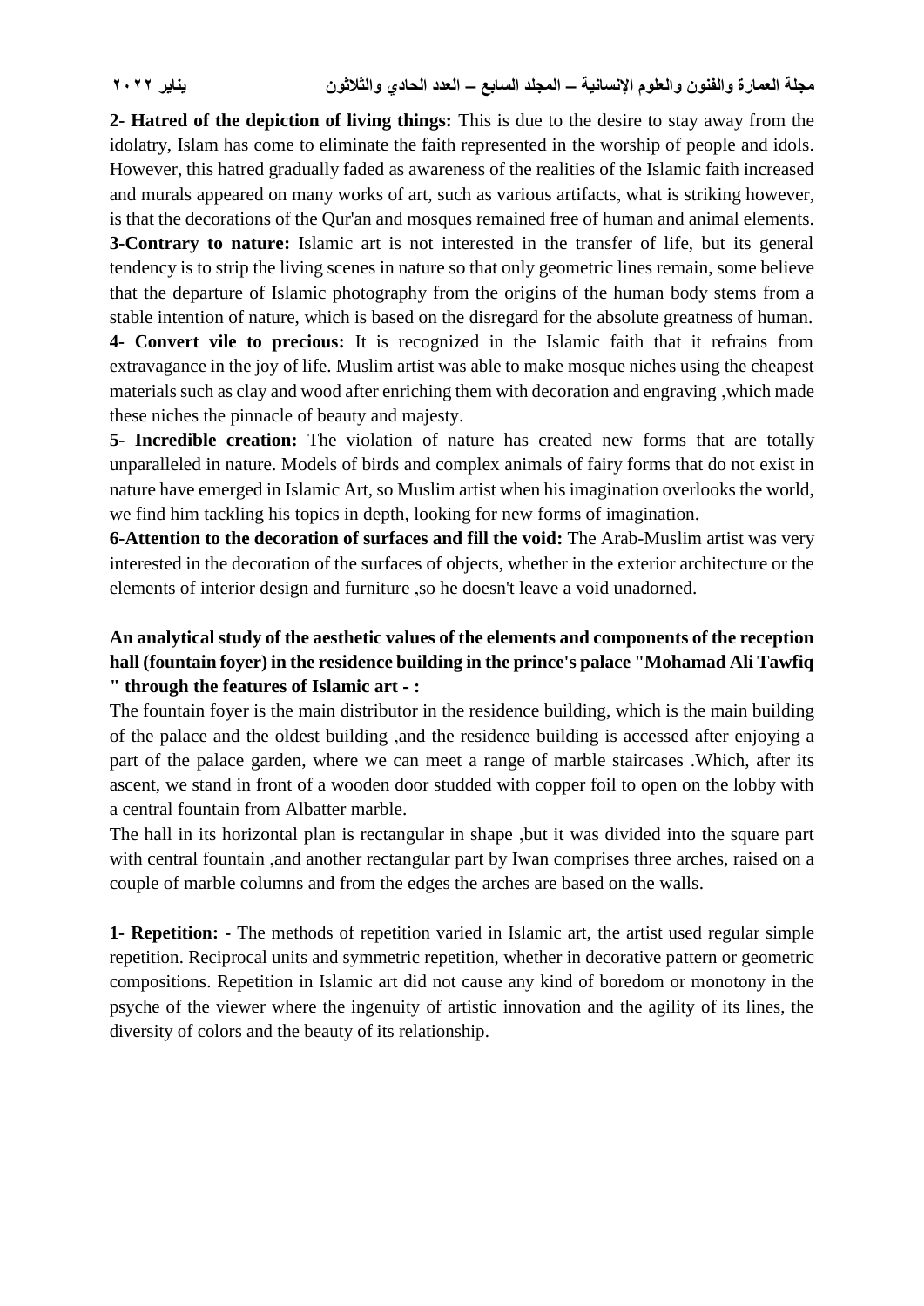**2- Hatred of the depiction of living things:** This is due to the desire to stay away from the idolatry, Islam has come to eliminate the faith represented in the worship of people and idols. However, this hatred gradually faded as awareness of the realities of the Islamic faith increased and murals appeared on many works of art, such as various artifacts, what is striking however, is that the decorations of the Qur'an and mosques remained free of human and animal elements.

**3-Contrary to nature:** Islamic art is not interested in the transfer of life, but its general tendency is to strip the living scenes in nature so that only geometric lines remain, some believe that the departure of Islamic photography from the origins of the human body stems from a stable intention of nature, which is based on the disregard for the absolute greatness of human.

**4- Convert vile to precious:** It is recognized in the Islamic faith that it refrains from extravagance in the joy of life. Muslim artist was able to make mosque niches using the cheapest materials such as clay and wood after enriching them with decoration and engraving ,which made these niches the pinnacle of beauty and majesty.

**5- Incredible creation:** The violation of nature has created new forms that are totally unparalleled in nature. Models of birds and complex animals of fairy forms that do not exist in nature have emerged in Islamic Art, so Muslim artist when his imagination overlooks the world, we find him tackling his topics in depth, looking for new forms of imagination.

**6-Attention to the decoration of surfaces and fill the void:** The Arab-Muslim artist was very interested in the decoration of the surfaces of objects, whether in the exterior architecture or the elements of interior design and furniture ,so he doesn't leave a void unadorned.

**An analytical study of the aesthetic values of the elements and components of the reception hall (fountain foyer) in the residence building in the prince's palace "Mohamad Ali Tawfiq " through the features of Islamic art - :**

The fountain foyer is the main distributor in the residence building, which is the main building of the palace and the oldest building ,and the residence building is accessed after enjoying a part of the palace garden, where we can meet a range of marble staircases .Which, after its ascent, we stand in front of a wooden door studded with copper foil to open on the lobby with a central fountain from Albatter marble.

The hall in its horizontal plan is rectangular in shape ,but it was divided into the square part with central fountain ,and another rectangular part by Iwan comprises three arches, raised on a couple of marble columns and from the edges the arches are based on the walls.

**1- Repetition: -** The methods of repetition varied in Islamic art, the artist used regular simple repetition. Reciprocal units and symmetric repetition, whether in decorative pattern or geometric compositions. Repetition in Islamic art did not cause any kind of boredom or monotony in the psyche of the viewer where the ingenuity of artistic innovation and the agility of its lines, the diversity of colors and the beauty of its relationship.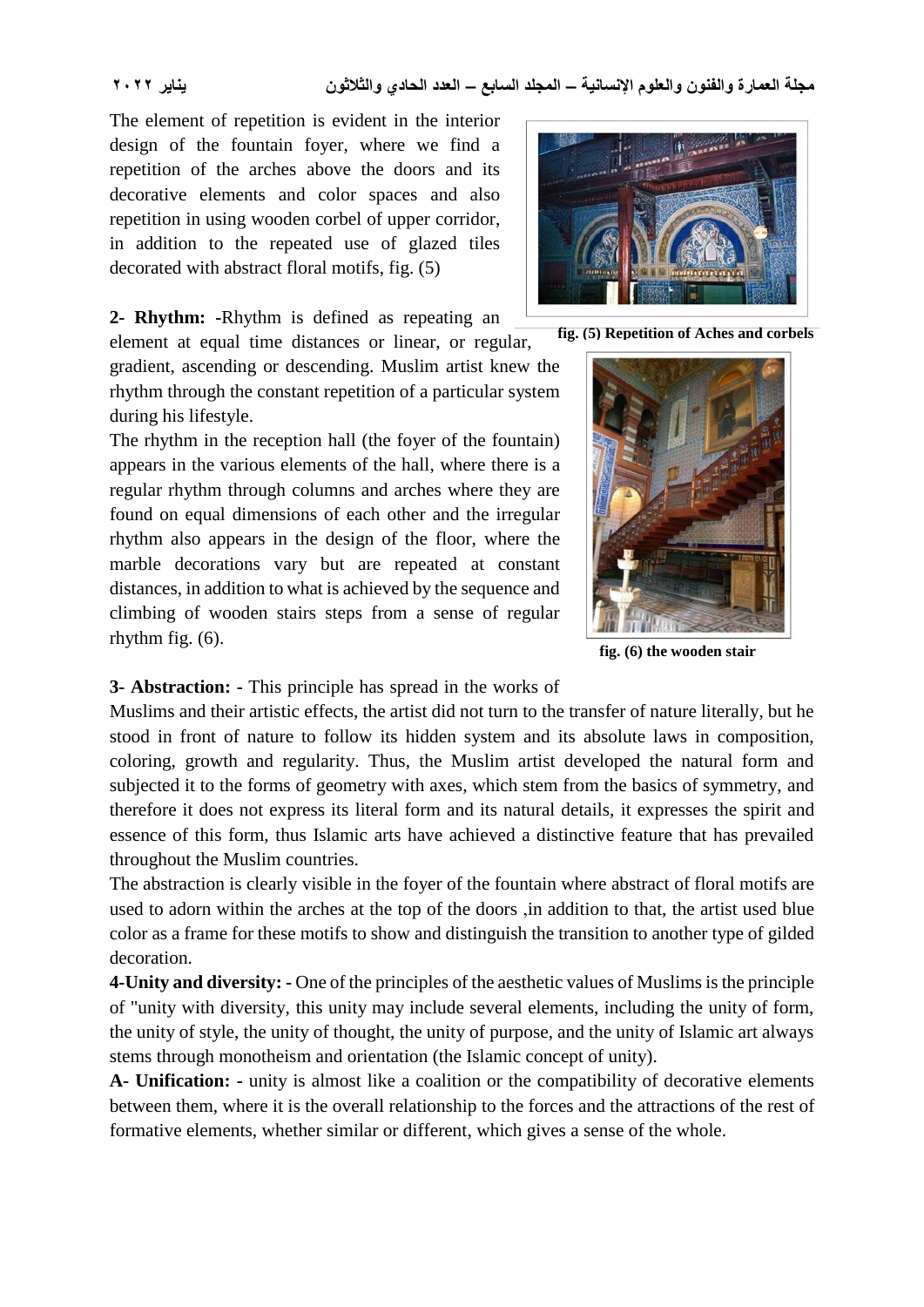The element of repetition is evident in the interior design of the fountain foyer, where we find a repetition of the arches above the doors and its decorative elements and color spaces and also repetition in using wooden corbel of upper corridor, in addition to the repeated use of glazed tiles decorated with abstract floral motifs, fig. (5)

**fig. (5) Repetition of Aches and corbels**

**2- Rhythm:** -Rhythm is defined as repeating an element at equal time distances or linear, or regular, gradient, ascending or descending. Muslim artist knew the rhythm through the constant repetition of a particular system during his lifestyle.

The rhythm in the reception hall (the foyer of the fountain) appears in the various elements of the hall, where there is a regular rhythm through columns and arches where they are found on equal dimensions of each other and the irregular rhythm also appears in the design of the floor, where the marble decorations vary but are repeated at constant distances, in addition to what is achieved by the sequence and climbing of wooden stairs steps from a sense of regular rhythm fig. (6).

**fig. (6) the wooden stair**

**3- Abstraction: -** This principle has spread in the works of Muslims and their artistic effects, the artist did not turn to the transfer of nature literally, but he stood in front of nature to follow its hidden system and its absolute laws in composition, coloring, growth and regularity. Thus, the Muslim artist developed the natural form and subjected it to the forms of geometry with axes, which stem from the basics of symmetry, and therefore it does not express its literal form and its natural details, it expresses the spirit and essence of this form, thus Islamic arts have achieved a distinctive feature that has prevailed throughout the Muslim countries.

The abstraction is clearly visible in the foyer of the fountain where abstract of floral motifs are used to adorn within the arches at the top of the doors ,in addition to that, the artist used blue color as a frame for these motifs to show and distinguish the transition to another type of gilded decoration.

**4-Unity and diversity: -** One of the principles of the aesthetic values of Muslims is the principle of "unity with diversity, this unity may include several elements, including the unity of form, the unity of style, the unity of thought, the unity of purpose, and the unity of Islamic art always stems through monotheism and orientation (the Islamic concept of unity).

**A- Unification: -** unity is almost like a coalition or the compatibility of decorative elements between them, where it is the overall relationship to the forces and the attractions of the rest of formative elements, whether similar or different, which gives a sense of the whole.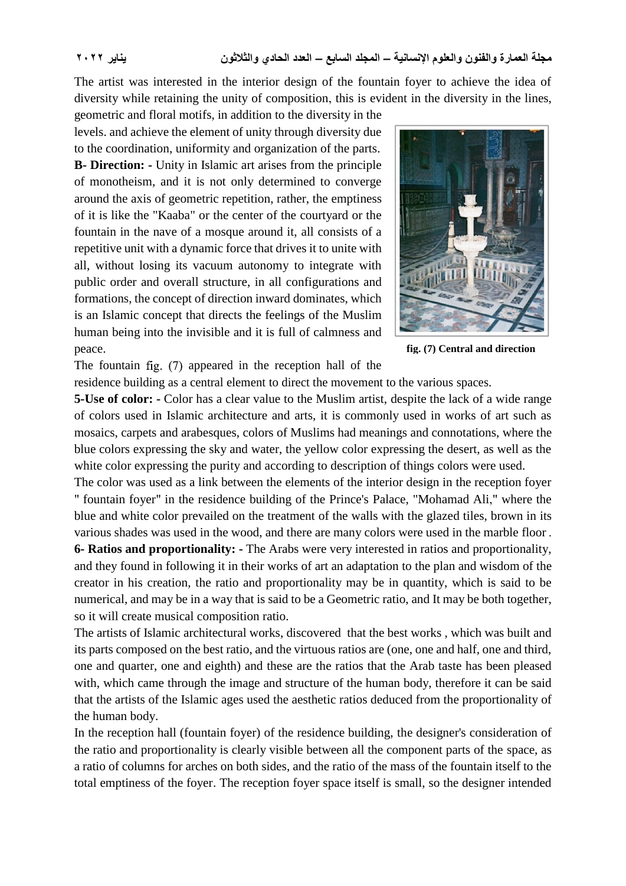The artist was interested in the interior design of the fountain foyer to achieve the idea of diversity while retaining the unity of composition, this is evident in the diversity in the lines, geometric and floral motifs, in addition to the diversity in the levels. and achieve the element of unity through diversity due to the coordination, uniformity and organization of the parts.

**B- Direction: -** Unity in Islamic art arises from the principle of monotheism, and it is not only determined to converge around the axis of geometric repetition, rather, the emptiness of it is like the "Kaaba" or the center of the courtyard or the fountain in the nave of a mosque around it, all consists of a repetitive unit with a dynamic force that drives it to unite with all, without losing its vacuum autonomy to integrate with public order and overall structure, in all configurations and formations, the concept of direction inward dominates, which is an Islamic concept that directs the feelings of the Muslim human being into the invisible and it is full of calmness and peace.

**fig. (7) Central and direction**

The fountain fig. (7) appeared in the reception hall of the residence building as a central element to direct the movement to the various spaces.

**5-Use of color: -** Color has a clear value to the Muslim artist, despite the lack of a wide range of colors used in Islamic architecture and arts, it is commonly used in works of art such as mosaics, carpets and arabesques, colors of Muslims had meanings and connotations, where the blue colors expressing the sky and water, the yellow color expressing the desert, as well as the white color expressing the purity and according to description of things colors were used.

The color was used as a link between the elements of the interior design in the reception foyer " fountain foyer" in the residence building of the Prince's Palace, "Mohamad Ali," where the blue and white color prevailed on the treatment of the walls with the glazed tiles, brown in its various shades was used in the wood, and there are many colors were used in the marble floor .

**6- Ratios and proportionality: -** The Arabs were very interested in ratios and proportionality, and they found in following it in their works of art an adaptation to the plan and wisdom of the creator in his creation, the ratio and proportionality may be in quantity, which is said to be numerical, and may be in a way that is said to be a Geometric ratio, and It may be both together, so it will create musical composition ratio.

The artists of Islamic architectural works, discovered that the best works , which was built and its parts composed on the best ratio, and the virtuous ratios are (one, one and half, one and third, one and quarter, one and eighth) and these are the ratios that the Arab taste has been pleased with, which came through the image and structure of the human body, therefore it can be said that the artists of the Islamic ages used the aesthetic ratios deduced from the proportionality of the human body.

In the reception hall (fountain foyer) of the residence building, the designer's consideration of the ratio and proportionality is clearly visible between all the component parts of the space, as a ratio of columns for arches on both sides, and the ratio of the mass of the fountain itself to the total emptiness of the foyer. The reception foyer space itself is small, so the designer intended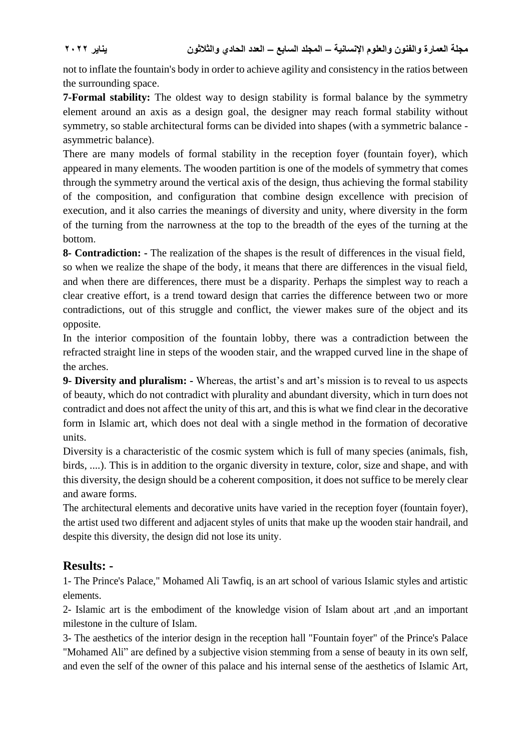not to inflate the fountain's body in order to achieve agility and consistency in the ratios between the surrounding space.

**7-Formal stability:** The oldest way to design stability is formal balance by the symmetry element around an axis as a design goal, the designer may reach formal stability without symmetry, so stable architectural forms can be divided into shapes (with a symmetric balance - asymmetric balance).

There are many models of formal stability in the reception foyer (fountain foyer), which appeared in many elements. The wooden partition is one of the models of symmetry that comes through the symmetry around the vertical axis of the design, thus achieving the formal stability of the composition, and configuration that combine design excellence with precision of execution, and it also carries the meanings of diversity and unity, where diversity in the form of the turning from the narrowness at the top to the breadth of the eyes of the turning at the bottom.

**8- Contradiction: -** The realization of the shapes is the result of differences in the visual field, so when we realize the shape of the body, it means that there are differences in the visual field, and when there are differences, there must be a disparity. Perhaps the simplest way to reach a clear creative effort, is a trend toward design that carries the difference between two or more contradictions, out of this struggle and conflict, the viewer makes sure of the object and its opposite.

In the interior composition of the fountain lobby, there was a contradiction between the refracted straight line in steps of the wooden stair, and the wrapped curved line in the shape of the arches.

**9- Diversity and pluralism: -** Whereas, the artist's and art's mission is to reveal to us aspects of beauty, which do not contradict with plurality and abundant diversity, which in turn does not contradict and does not affect the unity of this art, and this is what we find clear in the decorative form in Islamic art, which does not deal with a single method in the formation of decorative units.

Diversity is a characteristic of the cosmic system which is full of many species (animals, fish, birds, ....). This is in addition to the organic diversity in texture, color, size and shape, and with this diversity, the design should be a coherent composition, it does not suffice to be merely clear and aware forms.

The architectural elements and decorative units have varied in the reception foyer (fountain foyer), the artist used two different and adjacent styles of units that make up the wooden stair handrail, and despite this diversity, the design did not lose its unity.

## Results: -

1- The Prince's Palace," Mohamed Ali Tawfiq, is an art school of various Islamic styles and artistic elements.

2- Islamic art is the embodiment of the knowledge vision of Islam about art ,and an important milestone in the culture of Islam.

3- The aesthetics of the interior design in the reception hall "Fountain foyer" of the Prince's Palace "Mohamed Ali" are defined by a subjective vision stemming from a sense of beauty in its own self, and even the self of the owner of this palace and his internal sense of the aesthetics of Islamic Art,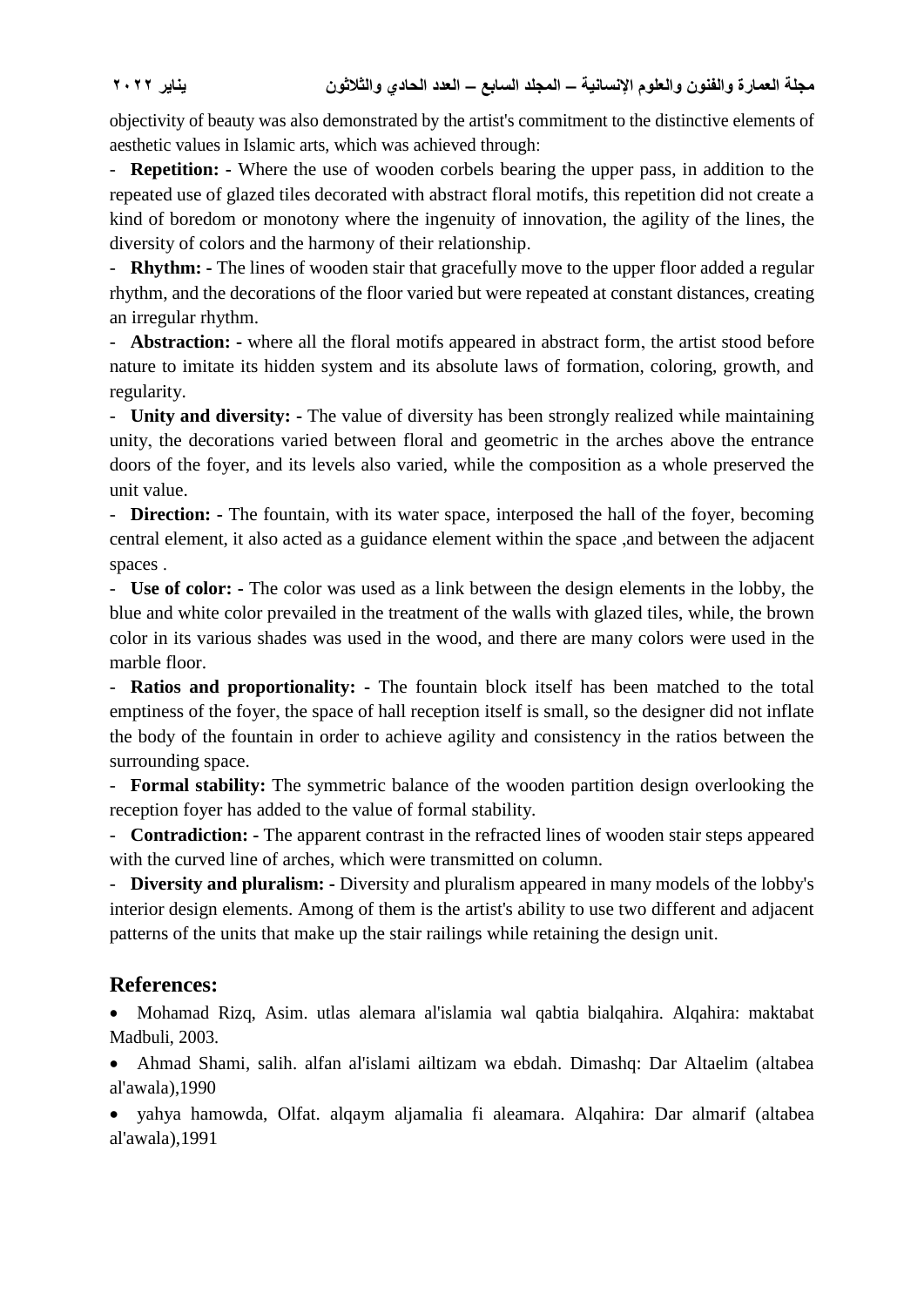objectivity of beauty was also demonstrated by the artist's commitment to the distinctive elements of aesthetic values in Islamic arts, which was achieved through:

- **Repetition: -** Where the use of wooden corbels bearing the upper pass, in addition to the repeated use of glazed tiles decorated with abstract floral motifs, this repetition did not create a kind of boredom or monotony where the ingenuity of innovation, the agility of the lines, the diversity of colors and the harmony of their relationship.
- **Rhythm: -** The lines of wooden stair that gracefully move to the upper floor added a regular rhythm, and the decorations of the floor varied but were repeated at constant distances, creating an irregular rhythm.
- **Abstraction: -** where all the floral motifs appeared in abstract form, the artist stood before nature to imitate its hidden system and its absolute laws of formation, coloring, growth, and regularity.
- **Unity and diversity: -** The value of diversity has been strongly realized while maintaining unity, the decorations varied between floral and geometric in the arches above the entrance doors of the foyer, and its levels also varied, while the composition as a whole preserved the unit value.
- **Direction: -** The fountain, with its water space, interposed the hall of the foyer, becoming central element, it also acted as a guidance element within the space ,and between the adjacent spaces .
- **Use of color: -** The color was used as a link between the design elements in the lobby, the blue and white color prevailed in the treatment of the walls with glazed tiles, while, the brown color in its various shades was used in the wood, and there are many colors were used in the marble floor.
- **Ratios and proportionality: -** The fountain block itself has been matched to the total emptiness of the foyer, the space of hall reception itself is small, so the designer did not inflate the body of the fountain in order to achieve agility and consistency in the ratios between the surrounding space.
- **Formal stability:** The symmetric balance of the wooden partition design overlooking the reception foyer has added to the value of formal stability.
- **Contradiction: -** The apparent contrast in the refracted lines of wooden stair steps appeared with the curved line of arches, which were transmitted on column.
- **Diversity and pluralism: -** Diversity and pluralism appeared in many models of the lobby's interior design elements. Among of them is the artist's ability to use two different and adjacent patterns of the units that make up the stair railings while retaining the design unit.

## References:

- Mohamad Rizq, Asim. utlas alemara al'islamia wal qabtia bialqahira. Alqahira: maktabat Madbuli, 2003.
- Ahmad Shami, salih. alfan al'islami ailtizam wa ebdah. Dimashq: Dar Altaelim (altabea al'awala),1990
- yahya hamowda, Olfat. alqaym aljamalia fi aleamara. Alqahira: Dar almarif (altabea al'awala),1991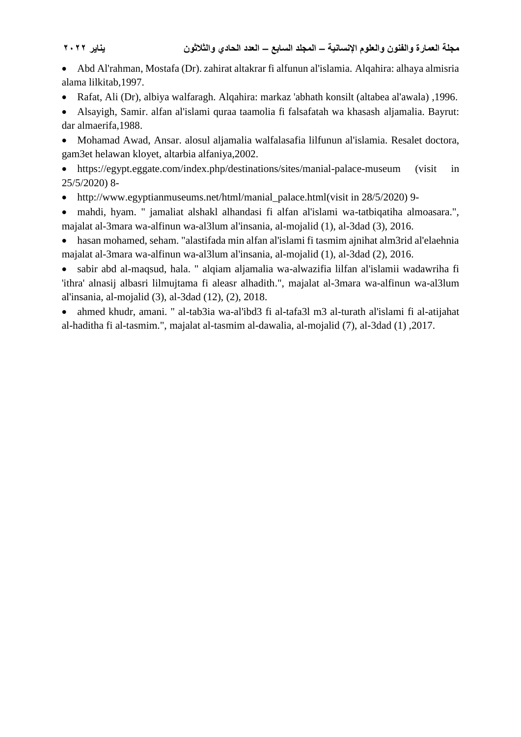- Abd Al'rahman, Mostafa (Dr). zahirat altakrar fi alfunun al'islamia. Alqahira: alhaya almisria alama lilkitab,1997.
- Rafat, Ali (Dr), albiya walfaragh. Alqahira: markaz 'abhath konsilt (altabea al'awala) ,1996.
- Alsayigh, Samir. alfan al'islami quraa taamolia fi falsafatah wa khasash aljamalia. Bayrut: dar almaerifa,1988.
- Mohamad Awad, Ansar. alosul aljamalia walfalasafia lilfunun al'islamia. Resalet doctora, gam3et helawan kloyet, altarbia alfaniya,2002.
- https://egypt.eggate.com/index.php/destinations/sites/manial-palace-museum (visit in 25/5/2020) 8-
- http://www.egyptianmuseums.net/html/manial_palace.html(visit in 28/5/2020) 9-
- mahdi, hyam. " jamaliat alshakl alhandasi fi alfan al'islami wa-tatbiqatiha almoasara.", majalat al-3mara wa-alfinun wa-al3lum al'insania, al-mojalid (1), al-3dad (3), 2016.
- hasan mohamed, seham. "alastifada min alfan al'islami fi tasmim ajnihat alm3rid al'elaehnia majalat al-3mara wa-alfinun wa-al3lum al'insania, al-mojalid (1), al-3dad (2), 2016.
- sabir abd al-maqsud, hala. " alqiam aljamalia wa-alwazifia lilfan al'islamii wadawriha fi 'ithra' alnasij albasri lilmujtama fi aleasr alhadith.", majalat al-3mara wa-alfinun wa-al3lum al'insania, al-mojalid (3), al-3dad (12), (2), 2018.
- ahmed khudr, amani. " al-tab3ia wa-al'ibd3 fi al-tafa3l m3 al-turath al'islami fi al-atijahat al-haditha fi al-tasmim.", majalat al-tasmim al-dawalia, al-mojalid (7), al-3dad (1) ,2017.